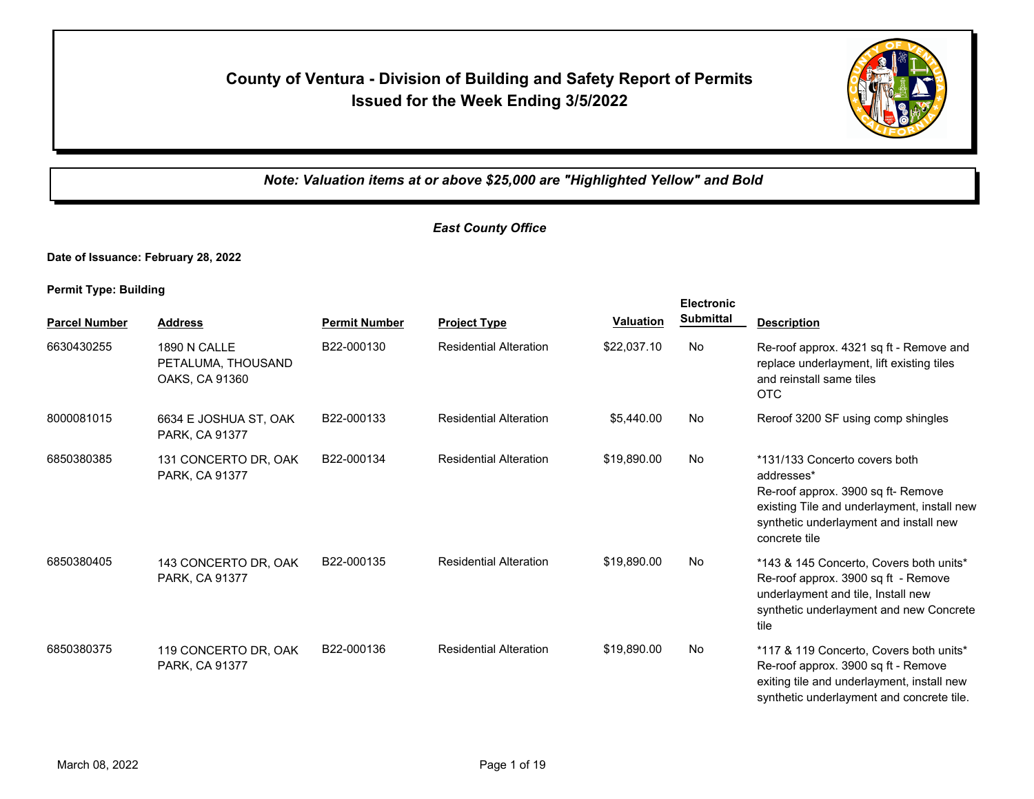# County of Venture - Division of Building and Safety Report of Permits Issued for the Week Ending 3/5/2022

*Note: Valuation items at or above $25,000 are "Highlighted Yellow" and Bold*

## *East County Office*

**Date of Issuance: February 28, 2022**

**Permit Type: Building**

| Parcel Number | Address | Permit Number | Project Type | Valuation | Electronic Submittal | Description |
|---|---|---|---|---|---|---|
| 6630430255 | 1890 N CALLE PETALUMA, THOUSAND OAKS, CA 91360 | B22-000130 | Residential Alteration | $22,037.10 | No | Re-roof approx. 4321 sq ft - Remove and replace underlayment, lift existing tiles and reinstall same tiles OTC |
| 8000081015 | 6634 E JOSHUA ST, OAK PARK, CA 91377 | B22-000133 | Residential Alteration | $5,440.00 | No | Reroof 3200 SF using comp shingles |
| 6850380385 | 131 CONCERTO DR, OAK PARK, CA 91377 | B22-000134 | Residential Alteration | $19,890.00 | No | *131/133 Concerto covers both addresses* Re-roof approx. 3900 sq ft- Remove existing Tile and underlayment, install new synthetic underlayment and install new concrete tile |
| 6850380405 | 143 CONCERTO DR, OAK PARK, CA 91377 | B22-000135 | Residential Alteration | $19,890.00 | No | *143 & 145 Concerto, Covers both units* Re-roof approx. 3900 sq ft - Remove underlayment and tile, Install new synthetic underlayment and new Concrete tile |
| 6850380375 | 119 CONCERTO DR, OAK PARK, CA 91377 | B22-000136 | Residential Alteration | $19,890.00 | No | *117 & 119 Concerto, Covers both units* Re-roof approx. 3900 sq ft - Remove exiting tile and underlayment, install new synthetic underlayment and concrete tile. |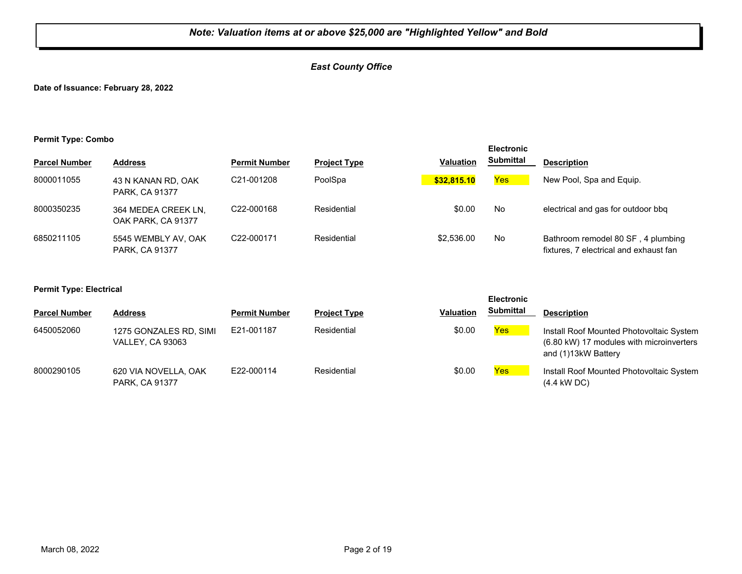***Note: Valuation items at or above $25,000 are "Highlighted Yellow" and Bold***

***East County Office***

**Date of Issuance: February 28, 2022**

**Permit Type: Combo**

| Parcel Number | Address | Permit Number | Project Type | Valuation | Electronic Submittal | Description |
|---|---|---|---|---|---|---|
| 8000011055 | 43 N KANAN RD, OAK PARK, CA 91377 | C21-001208 | PoolSpa | **$32,815.10** | Yes | New Pool, Spa and Equip. |
| 8000350235 | 364 MEDEA CREEK LN, OAK PARK, CA 91377 | C22-000168 | Residential | $0.00 | No | electrical and gas for outdoor bbq |
| 6850211105 | 5545 WEMBLY AV, OAK PARK, CA 91377 | C22-000171 | Residential | $2,536.00 | No | Bathroom remodel 80 SF , 4 plumbing fixtures, 7 electrical and exhaust fan |

**Permit Type: Electrical**

| Parcel Number | Address | Permit Number | Project Type | Valuation | Electronic Submittal | Description |
|---|---|---|---|---|---|---|
| 6450052060 | 1275 GONZALES RD, SIMI VALLEY, CA 93063 | E21-001187 | Residential | $0.00 | Yes | Install Roof Mounted Photovoltaic System (6.80 kW) 17 modules with microinverters and (1)13kW Battery |
| 8000290105 | 620 VIA NOVELLA, OAK PARK, CA 91377 | E22-000114 | Residential | $0.00 | Yes | Install Roof Mounted Photovoltaic System (4.4 kW DC) |

March 08, 2022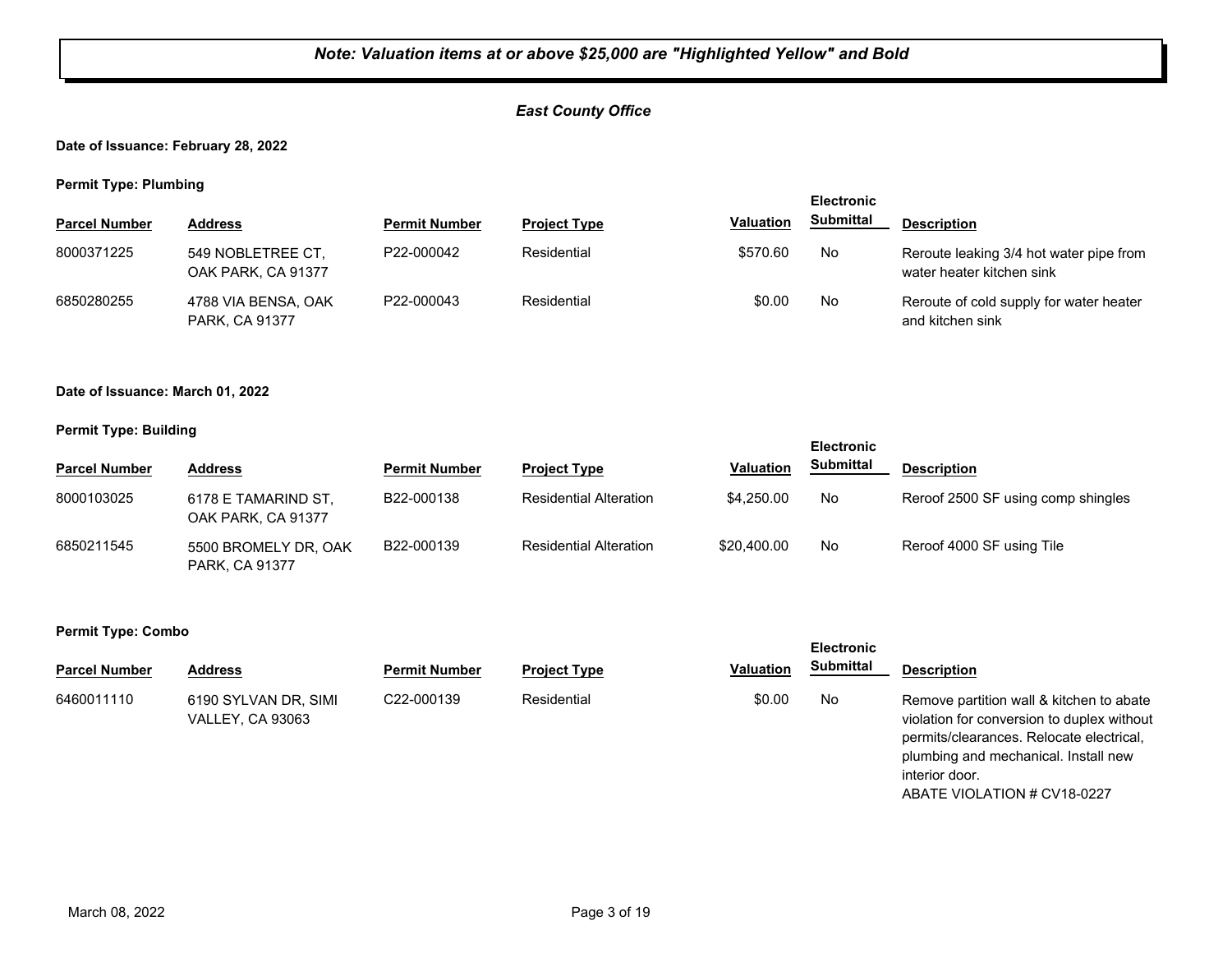***Note: Valuation items at or above $25,000 are "Highlighted Yellow" and Bold***

***East County Office***

**Date of Issuance: February 28, 2022**

**Permit Type: Plumbing**

| Parcel Number | Address | Permit Number | Project Type | Valuation | Electronic Submittal | Description |
|---|---|---|---|---|---|---|
| 8000371225 | 549 NOBLETREE CT, OAK PARK, CA 91377 | P22-000042 | Residential | $570.60 | No | Reroute leaking 3/4 hot water pipe from water heater kitchen sink |
| 6850280255 | 4788 VIA BENSA, OAK PARK, CA 91377 | P22-000043 | Residential | $0.00 | No | Reroute of cold supply for water heater and kitchen sink |

**Date of Issuance: March 01, 2022**

**Permit Type: Building**

| Parcel Number | Address | Permit Number | Project Type | Valuation | Electronic Submittal | Description |
|---|---|---|---|---|---|---|
| 8000103025 | 6178 E TAMARIND ST, OAK PARK, CA 91377 | B22-000138 | Residential Alteration | $4,250.00 | No | Reroof 2500 SF using comp shingles |
| 6850211545 | 5500 BROMELY DR, OAK PARK, CA 91377 | B22-000139 | Residential Alteration | $20,400.00 | No | Reroof 4000 SF using Tile |

**Permit Type: Combo**

| Parcel Number | Address | Permit Number | Project Type | Valuation | Electronic Submittal | Description |
|---|---|---|---|---|---|---|
| 6460011110 | 6190 SYLVAN DR, SIMI VALLEY, CA 93063 | C22-000139 | Residential | $0.00 | No | Remove partition wall & kitchen to abate violation for conversion to duplex without permits/clearances. Relocate electrical, plumbing and mechanical. Install new interior door. ABATE VIOLATION # CV18-0227 |

March 08, 2022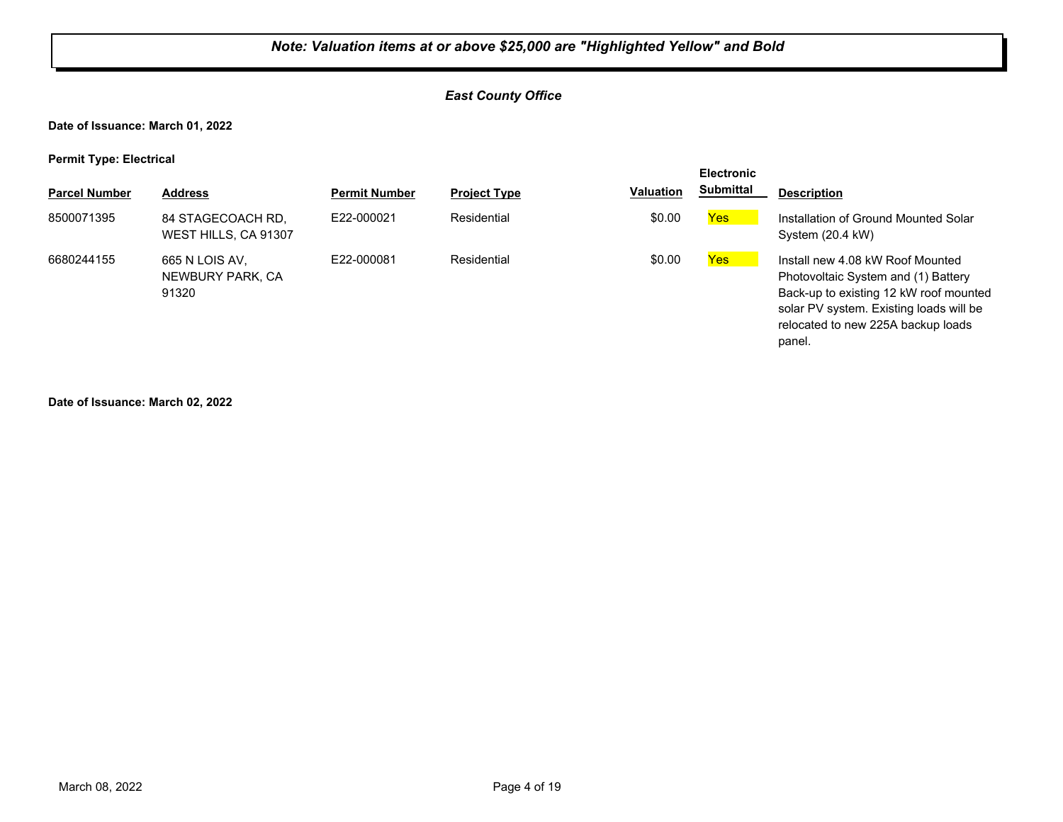*Note: Valuation items at or above $25,000 are "Highlighted Yellow" and Bold*

***East County Office***

**Date of Issuance: March 01, 2022**

**Permit Type: Electrical**

| Parcel Number | Address | Permit Number | Project Type | Valuation | Electronic Submittal | Description |
|---|---|---|---|---|---|---|
| 8500071395 | 84 STAGECOACH RD, WEST HILLS, CA 91307 | E22-000021 | Residential | $0.00 | Yes | Installation of Ground Mounted Solar System (20.4 kW) |
| 6680244155 | 665 N LOIS AV, NEWBURY PARK, CA 91320 | E22-000081 | Residential | $0.00 | Yes | Install new 4.08 kW Roof Mounted Photovoltaic System and (1) Battery Back-up to existing 12 kW roof mounted solar PV system. Existing loads will be relocated to new 225A backup loads panel. |

**Date of Issuance: March 02, 2022**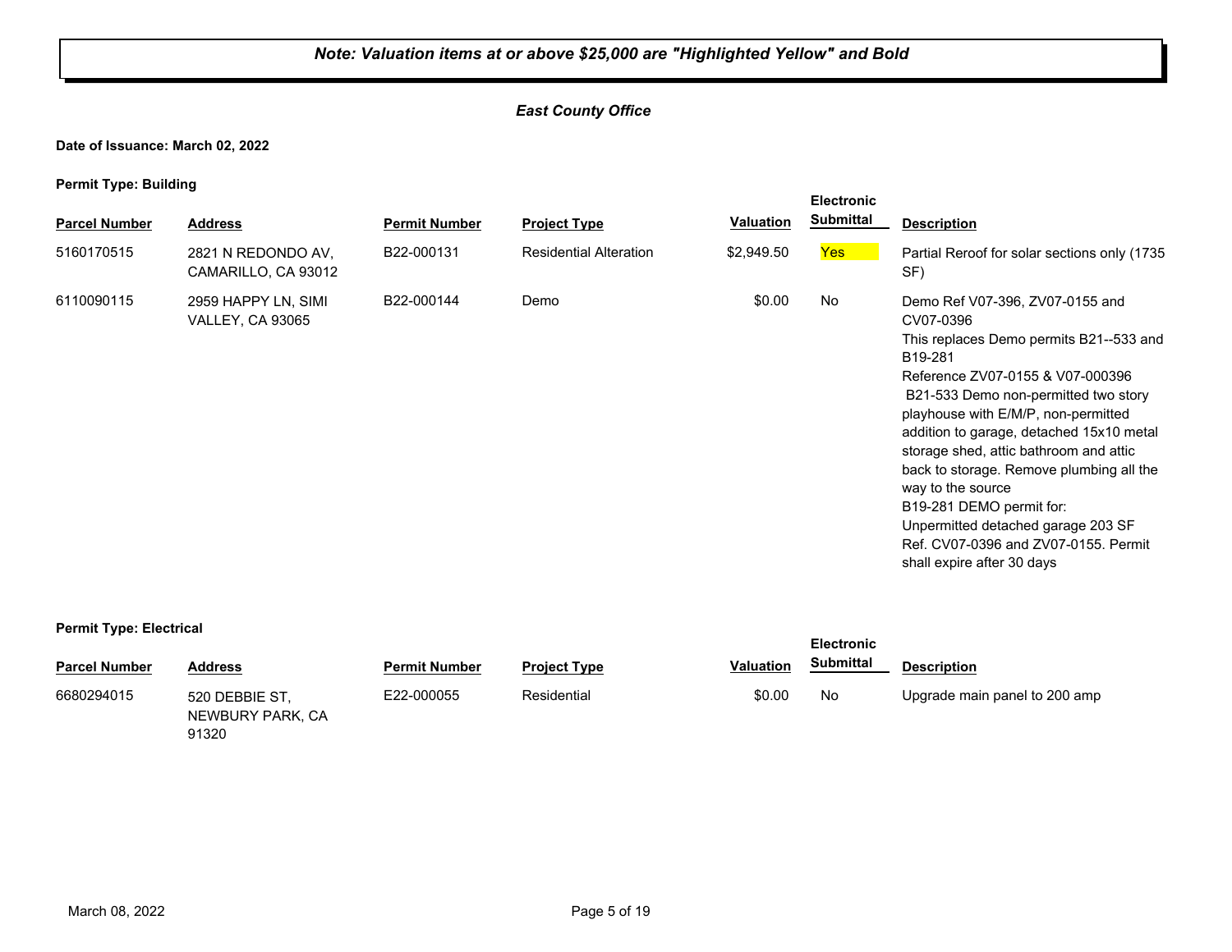***Note: Valuation items at or above $25,000 are "Highlighted Yellow" and Bold***

***East County Office***

**Date of Issuance: March 02, 2022**

**Permit Type: Building**

| Parcel Number | Address | Permit Number | Project Type | Valuation | Electronic Submittal | Description |
|---|---|---|---|---|---|---|
| 5160170515 | 2821 N REDONDO AV, CAMARILLO, CA 93012 | B22-000131 | Residential Alteration | $2,949.50 | Yes | Partial Reroof for solar sections only (1735 SF) |
| 6110090115 | 2959 HAPPY LN, SIMI VALLEY, CA 93065 | B22-000144 | Demo | $0.00 | No | Demo Ref V07-396, ZV07-0155 and CV07-0396<br>This replaces Demo permits B21--533 and B19-281<br>Reference ZV07-0155 & V07-000396<br>B21-533 Demo non-permitted two story playhouse with E/M/P, non-permitted addition to garage, detached 15x10 metal storage shed, attic bathroom and attic back to storage. Remove plumbing all the way to the source<br>B19-281 DEMO permit for:<br>Unpermitted detached garage 203 SF<br>Ref. CV07-0396 and ZV07-0155. Permit shall expire after 30 days |

**Permit Type: Electrical**

| Parcel Number | Address | Permit Number | Project Type | Valuation | Electronic Submittal | Description |
|---|---|---|---|---|---|---|
| 6680294015 | 520 DEBBIE ST, NEWBURY PARK, CA 91320 | E22-000055 | Residential | $0.00 | No | Upgrade main panel to 200 amp |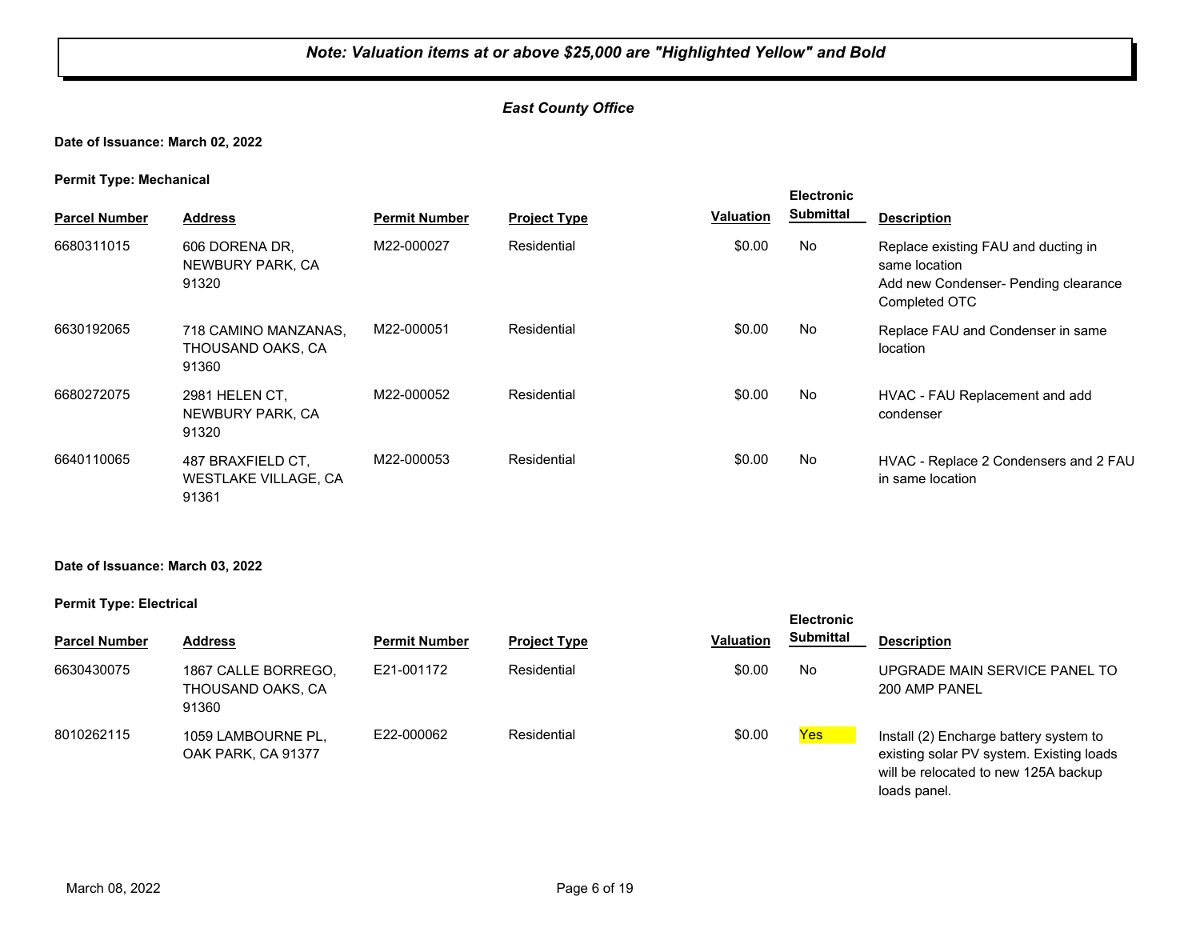***Note: Valuation items at or above $25,000 are "Highlighted Yellow" and Bold***

***East County Office***

**Date of Issuance: March 02, 2022**

**Permit Type: Mechanical**

| Parcel Number | Address | Permit Number | Project Type | Valuation | Electronic Submittal | Description |
|---|---|---|---|---|---|---|
| 6680311015 | 606 DORENA DR, NEWBURY PARK, CA 91320 | M22-000027 | Residential | $0.00 | No | Replace existing FAU and ducting in same location Add new Condenser- Pending clearance Completed OTC |
| 6630192065 | 718 CAMINO MANZANAS, THOUSAND OAKS, CA 91360 | M22-000051 | Residential | $0.00 | No | Replace FAU and Condenser in same location |
| 6680272075 | 2981 HELEN CT, NEWBURY PARK, CA 91320 | M22-000052 | Residential | $0.00 | No | HVAC - FAU Replacement and add condenser |
| 6640110065 | 487 BRAXFIELD CT, WESTLAKE VILLAGE, CA 91361 | M22-000053 | Residential | $0.00 | No | HVAC - Replace 2 Condensers and 2 FAU in same location |

**Date of Issuance: March 03, 2022**

**Permit Type: Electrical**

| Parcel Number | Address | Permit Number | Project Type | Valuation | Electronic Submittal | Description |
|---|---|---|---|---|---|---|
| 6630430075 | 1867 CALLE BORREGO, THOUSAND OAKS, CA 91360 | E21-001172 | Residential | $0.00 | No | UPGRADE MAIN SERVICE PANEL TO 200 AMP PANEL |
| 8010262115 | 1059 LAMBOURNE PL, OAK PARK, CA 91377 | E22-000062 | Residential | $0.00 | Yes | Install (2) Encharge battery system to existing solar PV system. Existing loads will be relocated to new 125A backup loads panel. |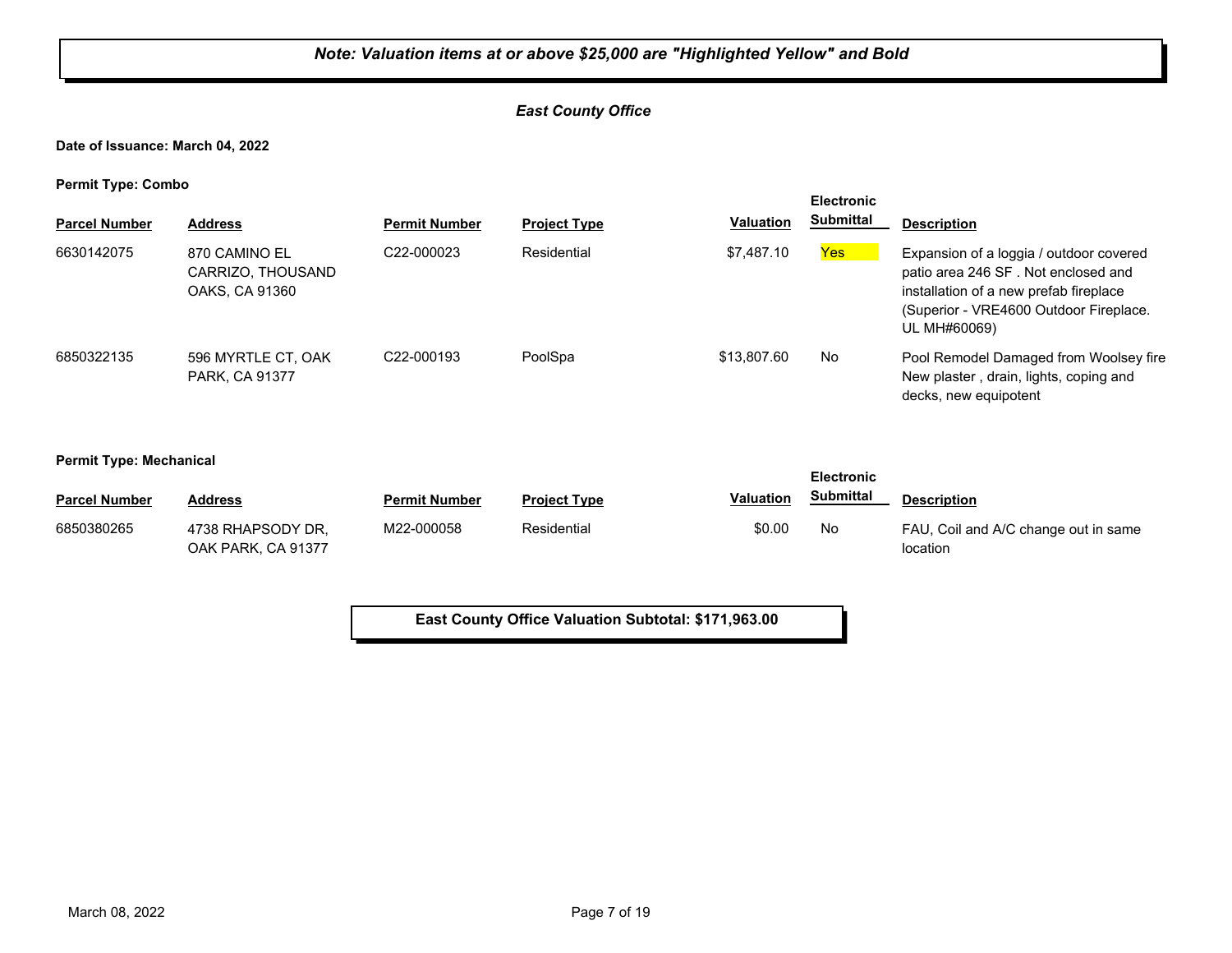***Note: Valuation items at or above $25,000 are "Highlighted Yellow" and Bold***

***East County Office***

**Date of Issuance: March 04, 2022**

**Permit Type: Combo**

| Parcel Number | Address | Permit Number | Project Type | Valuation | Electronic Submittal | Description |
|---|---|---|---|---|---|---|
| 6630142075 | 870 CAMINO EL CARRIZO, THOUSAND OAKS, CA 91360 | C22-000023 | Residential | $7,487.10 | Yes | Expansion of a loggia / outdoor covered patio area 246 SF . Not enclosed and installation of a new prefab fireplace (Superior - VRE4600 Outdoor Fireplace. UL MH#60069) |
| 6850322135 | 596 MYRTLE CT, OAK PARK, CA 91377 | C22-000193 | PoolSpa | $13,807.60 | No | Pool Remodel Damaged from Woolsey fire New plaster , drain, lights, coping and decks, new equipotent |

**Permit Type: Mechanical**

| Parcel Number | Address | Permit Number | Project Type | Valuation | Electronic Submittal | Description |
|---|---|---|---|---|---|---|
| 6850380265 | 4738 RHAPSODY DR, OAK PARK, CA 91377 | M22-000058 | Residential | $0.00 | No | FAU, Coil and A/C change out in same location |

**East County Office Valuation Subtotal: $171,963.00**

March 08, 2022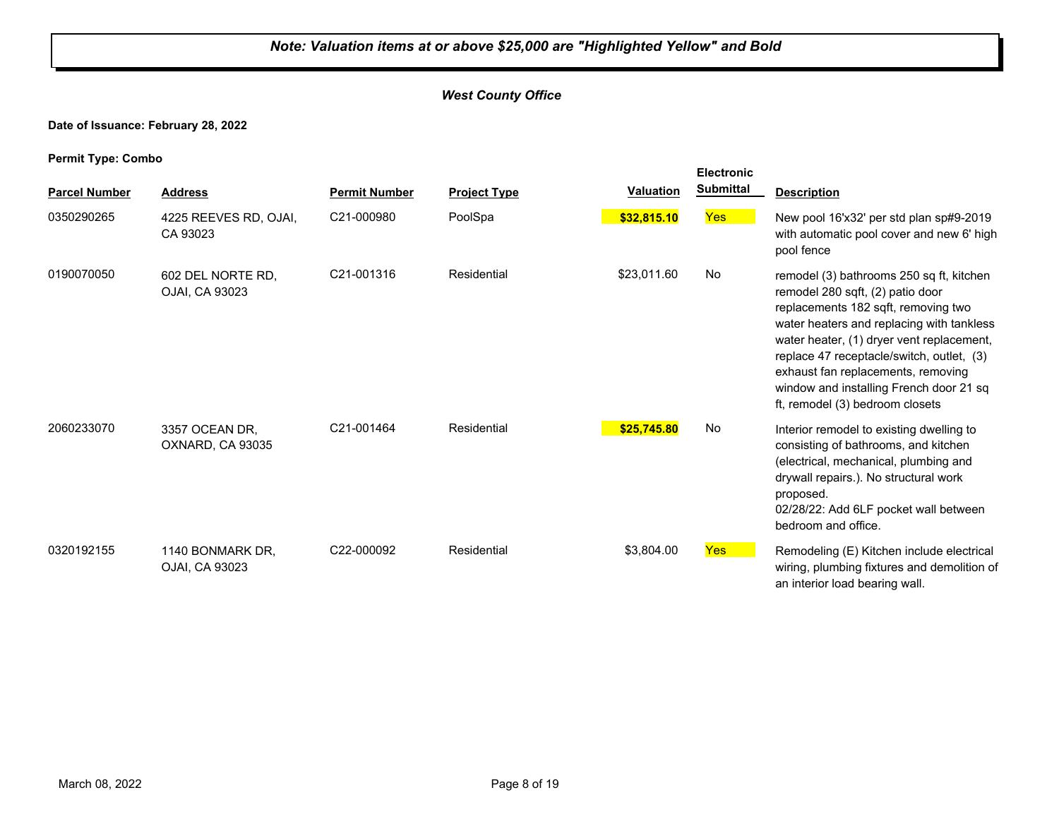***Note: Valuation items at or above $25,000 are "Highlighted Yellow" and Bold***

***West County Office***

**Date of Issuance: February 28, 2022**

**Permit Type: Combo**

| Parcel Number | Address | Permit Number | Project Type | Valuation | Electronic Submittal | Description |
|---|---|---|---|---|---|---|
| 0350290265 | 4225 REEVES RD, OJAI, CA 93023 | C21-000980 | PoolSpa | **$32,815.10** | Yes | New pool 16'x32' per std plan sp#9-2019 with automatic pool cover and new 6' high pool fence |
| 0190070050 | 602 DEL NORTE RD, OJAI, CA 93023 | C21-001316 | Residential | $23,011.60 | No | remodel (3) bathrooms 250 sq ft, kitchen remodel 280 sqft, (2) patio door replacements 182 sqft, removing two water heaters and replacing with tankless water heater, (1) dryer vent replacement, replace 47 receptacle/switch, outlet, (3) exhaust fan replacements, removing window and installing French door 21 sq ft, remodel (3) bedroom closets |
| 2060233070 | 3357 OCEAN DR, OXNARD, CA 93035 | C21-001464 | Residential | **$25,745.80** | No | Interior remodel to existing dwelling to consisting of bathrooms, and kitchen (electrical, mechanical, plumbing and drywall repairs.). No structural work proposed. 02/28/22: Add 6LF pocket wall between bedroom and office. |
| 0320192155 | 1140 BONMARK DR, OJAI, CA 93023 | C22-000092 | Residential | $3,804.00 | Yes | Remodeling (E) Kitchen include electrical wiring, plumbing fixtures and demolition of an interior load bearing wall. |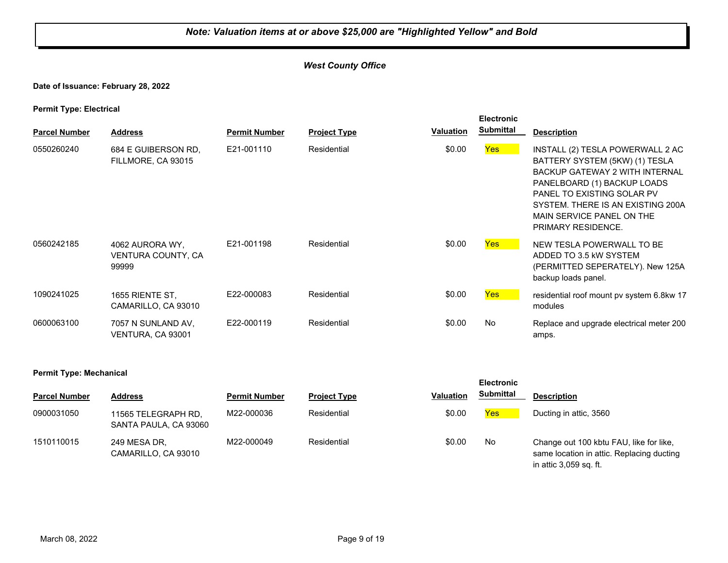***Note: Valuation items at or above $25,000 are "Highlighted Yellow" and Bold***

***West County Office***

**Date of Issuance: February 28, 2022**

**Permit Type: Electrical**

| Parcel Number | Address | Permit Number | Project Type | Valuation | Electronic Submittal | Description |
|---|---|---|---|---|---|---|
| 0550260240 | 684 E GUIBERSON RD, FILLMORE, CA 93015 | E21-001110 | Residential | $0.00 | Yes | INSTALL (2) TESLA POWERWALL 2 AC BATTERY SYSTEM (5KW) (1) TESLA BACKUP GATEWAY 2 WITH INTERNAL PANELBOARD (1) BACKUP LOADS PANEL TO EXISTING SOLAR PV SYSTEM. THERE IS AN EXISTING 200A MAIN SERVICE PANEL ON THE PRIMARY RESIDENCE. |
| 0560242185 | 4062 AURORA WY, VENTURA COUNTY, CA 99999 | E21-001198 | Residential | $0.00 | Yes | NEW TESLA POWERWALL TO BE ADDED TO 3.5 kW SYSTEM (PERMITTED SEPERATELY). New 125A backup loads panel. |
| 1090241025 | 1655 RIENTE ST, CAMARILLO, CA 93010 | E22-000083 | Residential | $0.00 | Yes | residential roof mount pv system 6.8kw 17 modules |
| 0600063100 | 7057 N SUNLAND AV, VENTURA, CA 93001 | E22-000119 | Residential | $0.00 | No | Replace and upgrade electrical meter 200 amps. |

**Permit Type: Mechanical**

| Parcel Number | Address | Permit Number | Project Type | Valuation | Electronic Submittal | Description |
|---|---|---|---|---|---|---|
| 0900031050 | 11565 TELEGRAPH RD, SANTA PAULA, CA 93060 | M22-000036 | Residential | $0.00 | Yes | Ducting in attic, 3560 |
| 1510110015 | 249 MESA DR, CAMARILLO, CA 93010 | M22-000049 | Residential | $0.00 | No | Change out 100 kbtu FAU, like for like, same location in attic. Replacing ducting in attic 3,059 sq. ft. |

March 08, 2022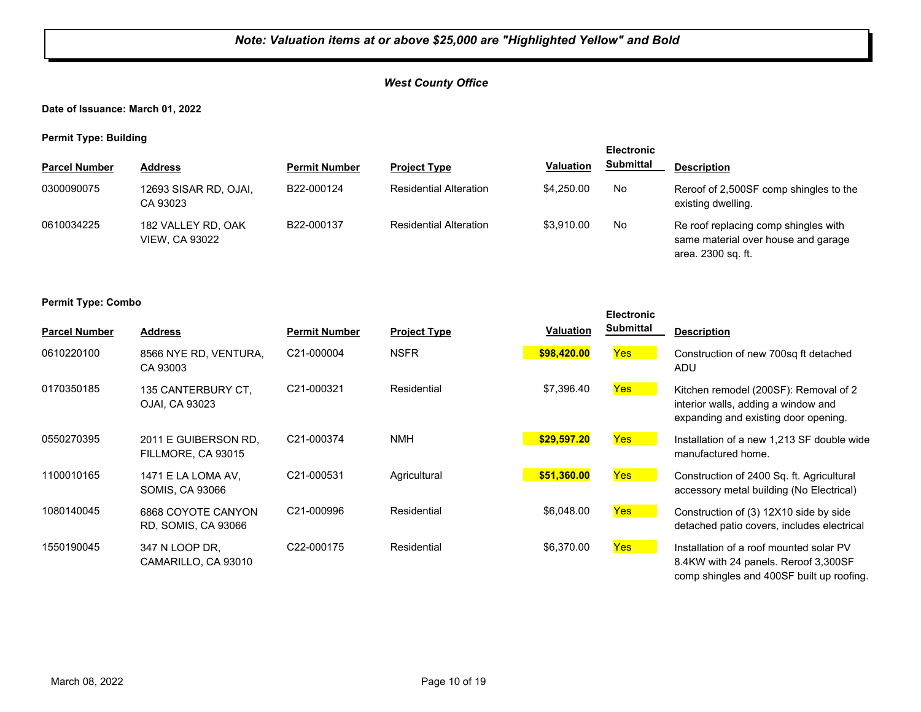***Note: Valuation items at or above $25,000 are "Highlighted Yellow" and Bold***

***West County Office***

**Date of Issuance: March 01, 2022**

**Permit Type: Building**

| Parcel Number | Address | Permit Number | Project Type | Valuation | Electronic Submittal | Description |
|---|---|---|---|---|---|---|
| 0300090075 | 12693 SISAR RD, OJAI, CA 93023 | B22-000124 | Residential Alteration | $4,250.00 | No | Reroof of 2,500SF comp shingles to the existing dwelling. |
| 0610034225 | 182 VALLEY RD, OAK VIEW, CA 93022 | B22-000137 | Residential Alteration | $3,910.00 | No | Re roof replacing comp shingles with same material over house and garage area. 2300 sq. ft. |

**Permit Type: Combo**

| Parcel Number | Address | Permit Number | Project Type | Valuation | Electronic Submittal | Description |
|---|---|---|---|---|---|---|
| 0610220100 | 8566 NYE RD, VENTURA, CA 93003 | C21-000004 | NSFR | **$98,420.00** | Yes | Construction of new 700sq ft detached ADU |
| 0170350185 | 135 CANTERBURY CT, OJAI, CA 93023 | C21-000321 | Residential | $7,396.40 | Yes | Kitchen remodel (200SF): Removal of 2 interior walls, adding a window and expanding and existing door opening. |
| 0550270395 | 2011 E GUIBERSON RD, FILLMORE, CA 93015 | C21-000374 | NMH | **$29,597.20** | Yes | Installation of a new 1,213 SF double wide manufactured home. |
| 1100010165 | 1471 E LA LOMA AV, SOMIS, CA 93066 | C21-000531 | Agricultural | **$51,360.00** | Yes | Construction of 2400 Sq. ft. Agricultural accessory metal building (No Electrical) |
| 1080140045 | 6868 COYOTE CANYON RD, SOMIS, CA 93066 | C21-000996 | Residential | $6,048.00 | Yes | Construction of (3) 12X10 side by side detached patio covers, includes electrical |
| 1550190045 | 347 N LOOP DR, CAMARILLO, CA 93010 | C22-000175 | Residential | $6,370.00 | Yes | Installation of a roof mounted solar PV 8.4KW with 24 panels. Reroof 3,300SF comp shingles and 400SF built up roofing. |

March 08, 2022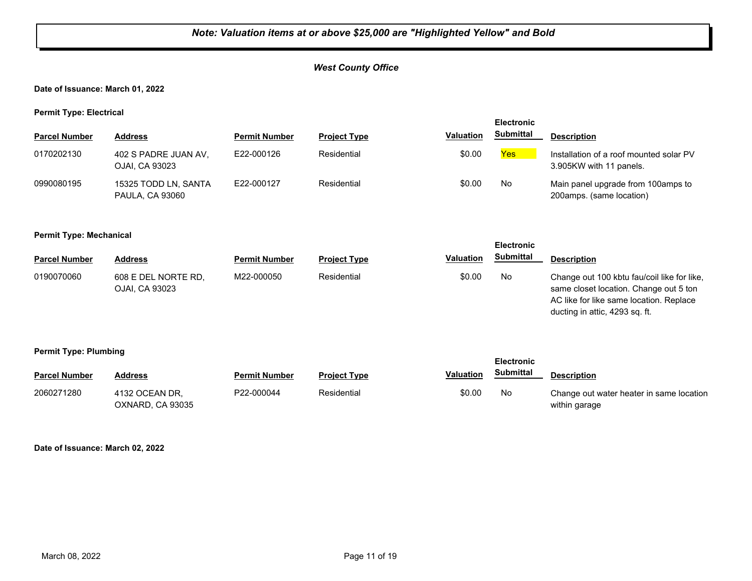***Note: Valuation items at or above $25,000 are "Highlighted Yellow" and Bold***

***West County Office***

**Date of Issuance: March 01, 2022**

**Permit Type: Electrical**

| Parcel Number | Address | Permit Number | Project Type | Valuation | Electronic Submittal | Description |
|---|---|---|---|---|---|---|
| 0170202130 | 402 S PADRE JUAN AV, OJAI, CA 93023 | E22-000126 | Residential | $0.00 | Yes | Installation of a roof mounted solar PV 3.905KW with 11 panels. |
| 0990080195 | 15325 TODD LN, SANTA PAULA, CA 93060 | E22-000127 | Residential | $0.00 | No | Main panel upgrade from 100amps to 200amps. (same location) |

**Permit Type: Mechanical**

| Parcel Number | Address | Permit Number | Project Type | Valuation | Electronic Submittal | Description |
|---|---|---|---|---|---|---|
| 0190070060 | 608 E DEL NORTE RD, OJAI, CA 93023 | M22-000050 | Residential | $0.00 | No | Change out 100 kbtu fau/coil like for like, same closet location. Change out 5 ton AC like for like same location. Replace ducting in attic, 4293 sq. ft. |

**Permit Type: Plumbing**

| Parcel Number | Address | Permit Number | Project Type | Valuation | Electronic Submittal | Description |
|---|---|---|---|---|---|---|
| 2060271280 | 4132 OCEAN DR, OXNARD, CA 93035 | P22-000044 | Residential | $0.00 | No | Change out water heater in same location within garage |

**Date of Issuance: March 02, 2022**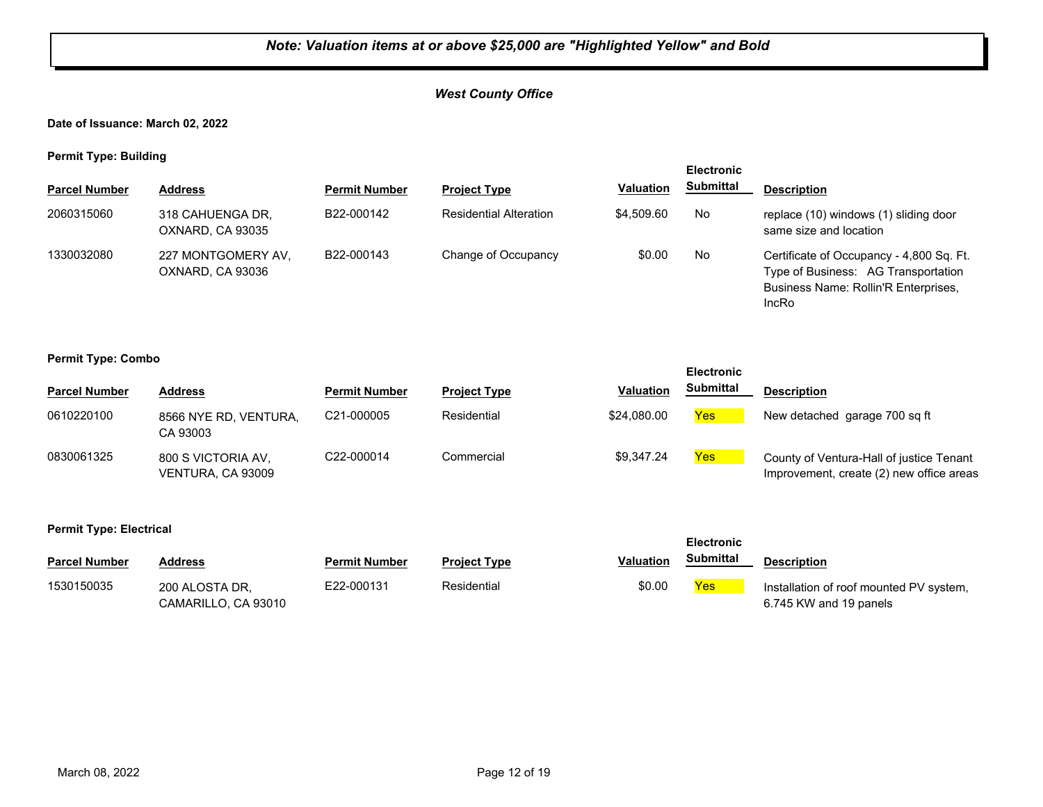***Note: Valuation items at or above $25,000 are "Highlighted Yellow" and Bold***

***West County Office***

**Date of Issuance: March 02, 2022**

**Permit Type: Building**

| Parcel Number | Address | Permit Number | Project Type | Valuation | Electronic Submittal | Description |
|---|---|---|---|---|---|---|
| 2060315060 | 318 CAHUENGA DR, OXNARD, CA 93035 | B22-000142 | Residential Alteration | $4,509.60 | No | replace (10) windows (1) sliding door same size and location |
| 1330032080 | 227 MONTGOMERY AV, OXNARD, CA 93036 | B22-000143 | Change of Occupancy | $0.00 | No | Certificate of Occupancy - 4,800 Sq. Ft. Type of Business: AG Transportation Business Name: Rollin'R Enterprises, IncRo |

**Permit Type: Combo**

| Parcel Number | Address | Permit Number | Project Type | Valuation | Electronic Submittal | Description |
|---|---|---|---|---|---|---|
| 0610220100 | 8566 NYE RD, VENTURA, CA 93003 | C21-000005 | Residential | $24,080.00 | Yes | New detached garage 700 sq ft |
| 0830061325 | 800 S VICTORIA AV, VENTURA, CA 93009 | C22-000014 | Commercial | $9,347.24 | Yes | County of Ventura-Hall of justice Tenant Improvement, create (2) new office areas |

**Permit Type: Electrical**

| Parcel Number | Address | Permit Number | Project Type | Valuation | Electronic Submittal | Description |
|---|---|---|---|---|---|---|
| 1530150035 | 200 ALOSTA DR, CAMARILLO, CA 93010 | E22-000131 | Residential | $0.00 | Yes | Installation of roof mounted PV system, 6.745 KW and 19 panels |

March 08, 2022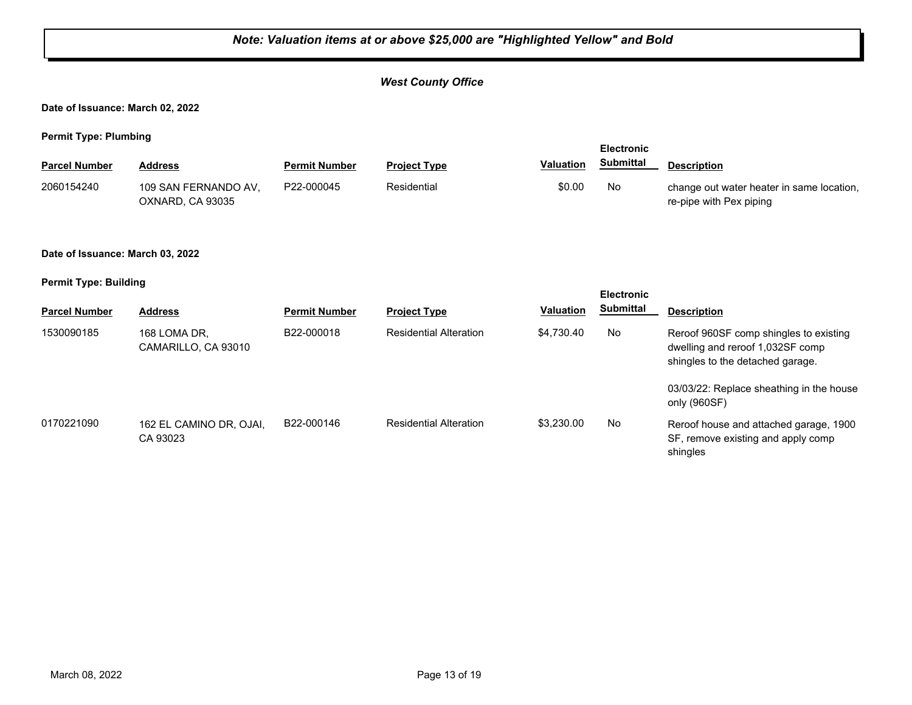***Note: Valuation items at or above $25,000 are "Highlighted Yellow" and Bold***

***West County Office***

**Date of Issuance: March 02, 2022**

**Permit Type: Plumbing**

| Parcel Number | Address | Permit Number | Project Type | Valuation | Electronic Submittal | Description |
|---|---|---|---|---|---|---|
| 2060154240 | 109 SAN FERNANDO AV, OXNARD, CA 93035 | P22-000045 | Residential | $0.00 | No | change out water heater in same location, re-pipe with Pex piping |

**Date of Issuance: March 03, 2022**

**Permit Type: Building**

| Parcel Number | Address | Permit Number | Project Type | Valuation | Electronic Submittal | Description |
|---|---|---|---|---|---|---|
| 1530090185 | 168 LOMA DR, CAMARILLO, CA 93010 | B22-000018 | Residential Alteration | $4,730.40 | No | Reroof 960SF comp shingles to existing dwelling and reroof 1,032SF comp shingles to the detached garage. 03/03/22: Replace sheathing in the house only (960SF) |
| 0170221090 | 162 EL CAMINO DR, OJAI, CA 93023 | B22-000146 | Residential Alteration | $3,230.00 | No | Reroof house and attached garage, 1900 SF, remove existing and apply comp shingles |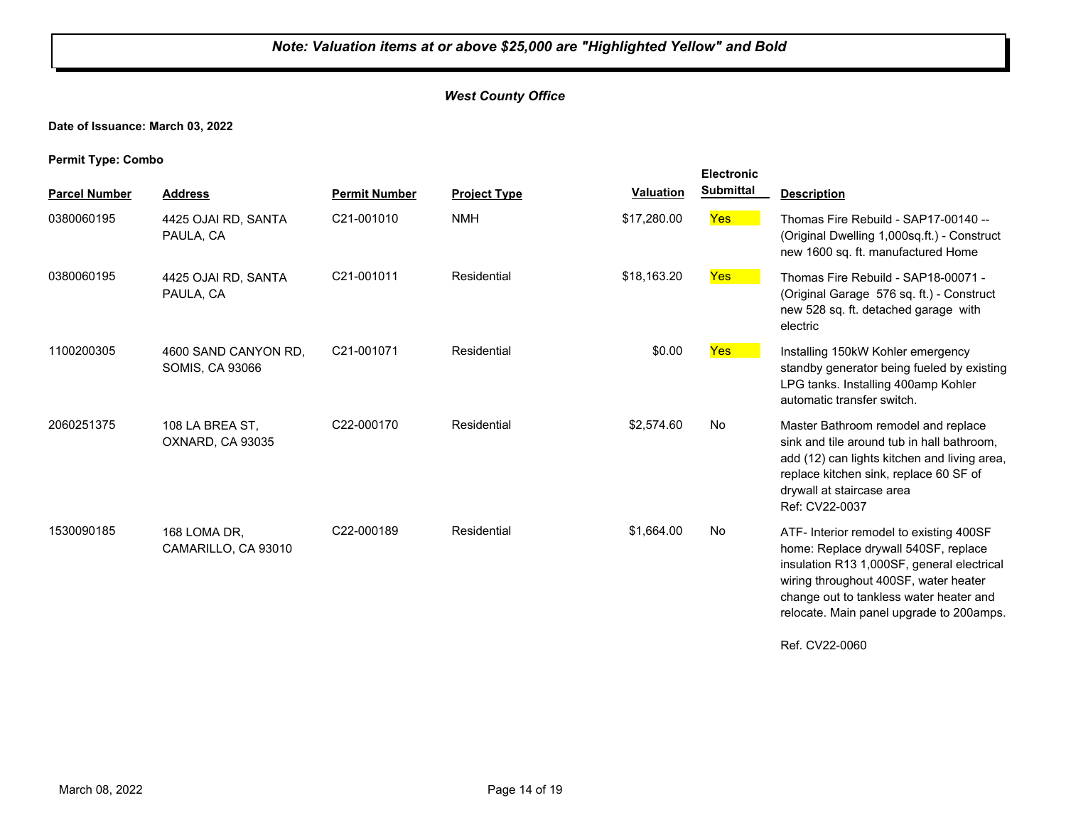***Note: Valuation items at or above $25,000 are "Highlighted Yellow" and Bold***

***West County Office***

**Date of Issuance: March 03, 2022**

**Permit Type: Combo**

| Parcel Number | Address | Permit Number | Project Type | Valuation | Electronic Submittal | Description |
|---|---|---|---|---|---|---|
| 0380060195 | 4425 OJAI RD, SANTA PAULA, CA | C21-001010 | NMH | $17,280.00 | Yes | Thomas Fire Rebuild - SAP17-00140 -- (Original Dwelling 1,000sq.ft.) - Construct new 1600 sq. ft. manufactured Home |
| 0380060195 | 4425 OJAI RD, SANTA PAULA, CA | C21-001011 | Residential | $18,163.20 | Yes | Thomas Fire Rebuild - SAP18-00071 - (Original Garage 576 sq. ft.) - Construct new 528 sq. ft. detached garage with electric |
| 1100200305 | 4600 SAND CANYON RD, SOMIS, CA 93066 | C21-001071 | Residential | $0.00 | Yes | Installing 150kW Kohler emergency standby generator being fueled by existing LPG tanks. Installing 400amp Kohler automatic transfer switch. |
| 2060251375 | 108 LA BREA ST, OXNARD, CA 93035 | C22-000170 | Residential | $2,574.60 | No | Master Bathroom remodel and replace sink and tile around tub in hall bathroom, add (12) can lights kitchen and living area, replace kitchen sink, replace 60 SF of drywall at staircase area Ref: CV22-0037 |
| 1530090185 | 168 LOMA DR, CAMARILLO, CA 93010 | C22-000189 | Residential | $1,664.00 | No | ATF- Interior remodel to existing 400SF home: Replace drywall 540SF, replace insulation R13 1,000SF, general electrical wiring throughout 400SF, water heater change out to tankless water heater and relocate. Main panel upgrade to 200amps. Ref. CV22-0060 |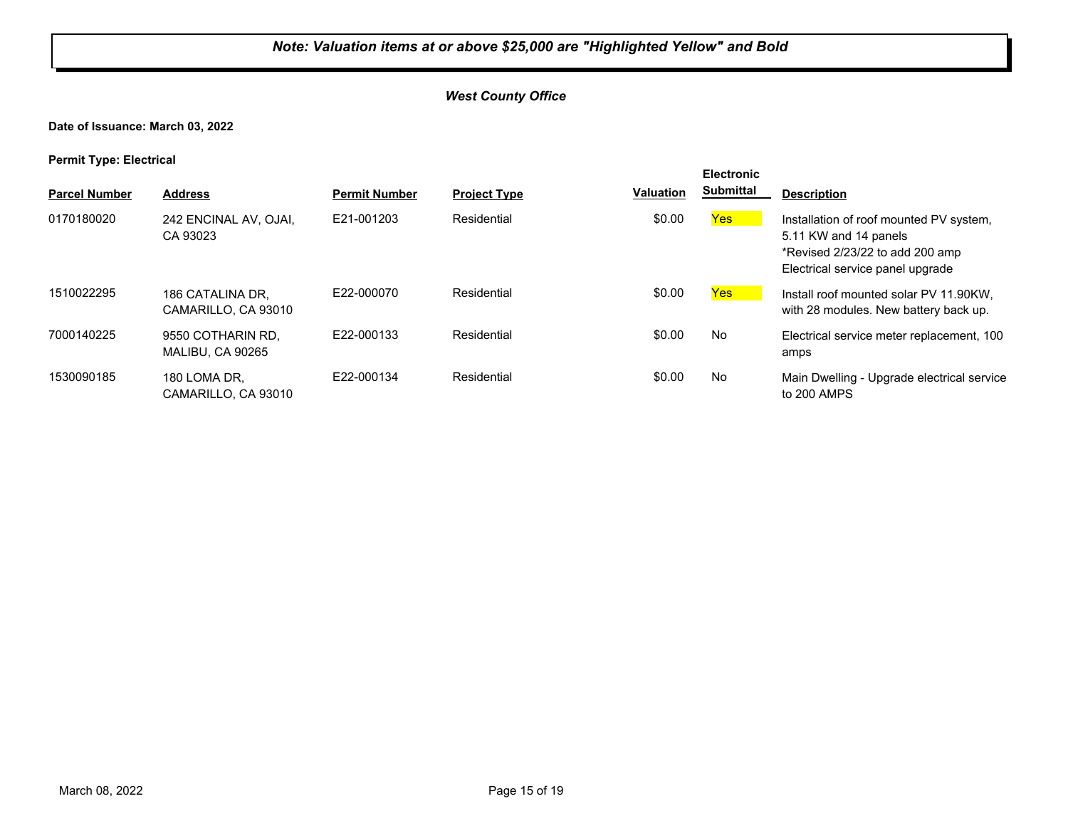***Note: Valuation items at or above $25,000 are "Highlighted Yellow" and Bold***

***West County Office***

**Date of Issuance: March 03, 2022**

**Permit Type: Electrical**

| Parcel Number | Address | Permit Number | Project Type | Valuation | Electronic Submittal | Description |
|---|---|---|---|---|---|---|
| 0170180020 | 242 ENCINAL AV, OJAI, CA 93023 | E21-001203 | Residential | $0.00 | Yes | Installation of roof mounted PV system, 5.11 KW and 14 panels *Revised 2/23/22 to add 200 amp Electrical service panel upgrade |
| 1510022295 | 186 CATALINA DR, CAMARILLO, CA 93010 | E22-000070 | Residential | $0.00 | Yes | Install roof mounted solar PV 11.90KW, with 28 modules. New battery back up. |
| 7000140225 | 9550 COTHARIN RD, MALIBU, CA 90265 | E22-000133 | Residential | $0.00 | No | Electrical service meter replacement, 100 amps |
| 1530090185 | 180 LOMA DR, CAMARILLO, CA 93010 | E22-000134 | Residential | $0.00 | No | Main Dwelling - Upgrade electrical service to 200 AMPS |

March 08, 2022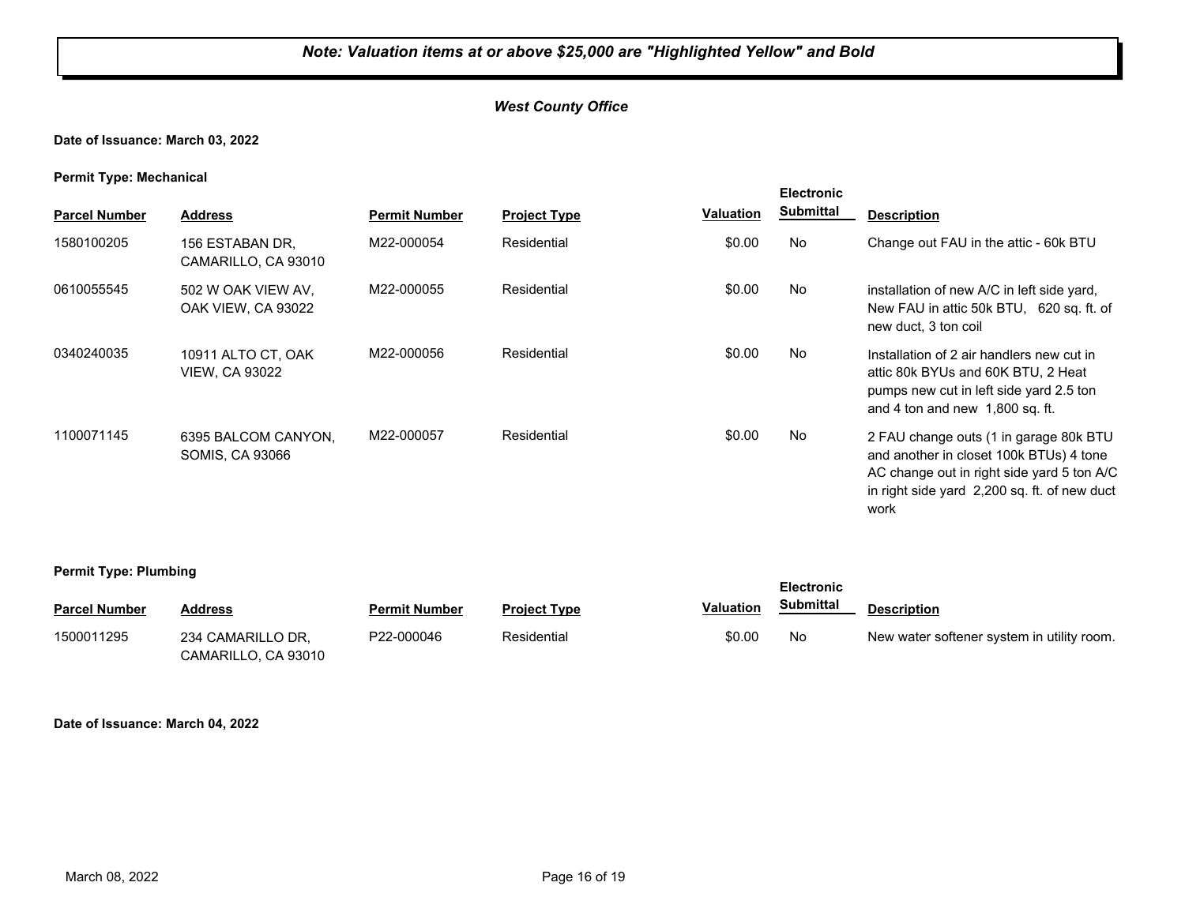***Note: Valuation items at or above $25,000 are "Highlighted Yellow" and Bold***

***West County Office***

**Date of Issuance: March 03, 2022**

**Permit Type: Mechanical**

| Parcel Number | Address | Permit Number | Project Type | Valuation | Electronic Submittal | Description |
|---|---|---|---|---|---|---|
| 1580100205 | 156 ESTABAN DR, CAMARILLO, CA 93010 | M22-000054 | Residential | $0.00 | No | Change out FAU in the attic - 60k BTU |
| 0610055545 | 502 W OAK VIEW AV, OAK VIEW, CA 93022 | M22-000055 | Residential | $0.00 | No | installation of new A/C in left side yard, New FAU in attic 50k BTU, 620 sq. ft. of new duct, 3 ton coil |
| 0340240035 | 10911 ALTO CT, OAK VIEW, CA 93022 | M22-000056 | Residential | $0.00 | No | Installation of 2 air handlers new cut in attic 80k BYUs and 60K BTU, 2 Heat pumps new cut in left side yard 2.5 ton and 4 ton and new 1,800 sq. ft. |
| 1100071145 | 6395 BALCOM CANYON, SOMIS, CA 93066 | M22-000057 | Residential | $0.00 | No | 2 FAU change outs (1 in garage 80k BTU and another in closet 100k BTUs) 4 tone AC change out in right side yard 5 ton A/C in right side yard 2,200 sq. ft. of new duct work |

**Permit Type: Plumbing**

| Parcel Number | Address | Permit Number | Project Type | Valuation | Electronic Submittal | Description |
|---|---|---|---|---|---|---|
| 1500011295 | 234 CAMARILLO DR, CAMARILLO, CA 93010 | P22-000046 | Residential | $0.00 | No | New water softener system in utility room. |

**Date of Issuance: March 04, 2022**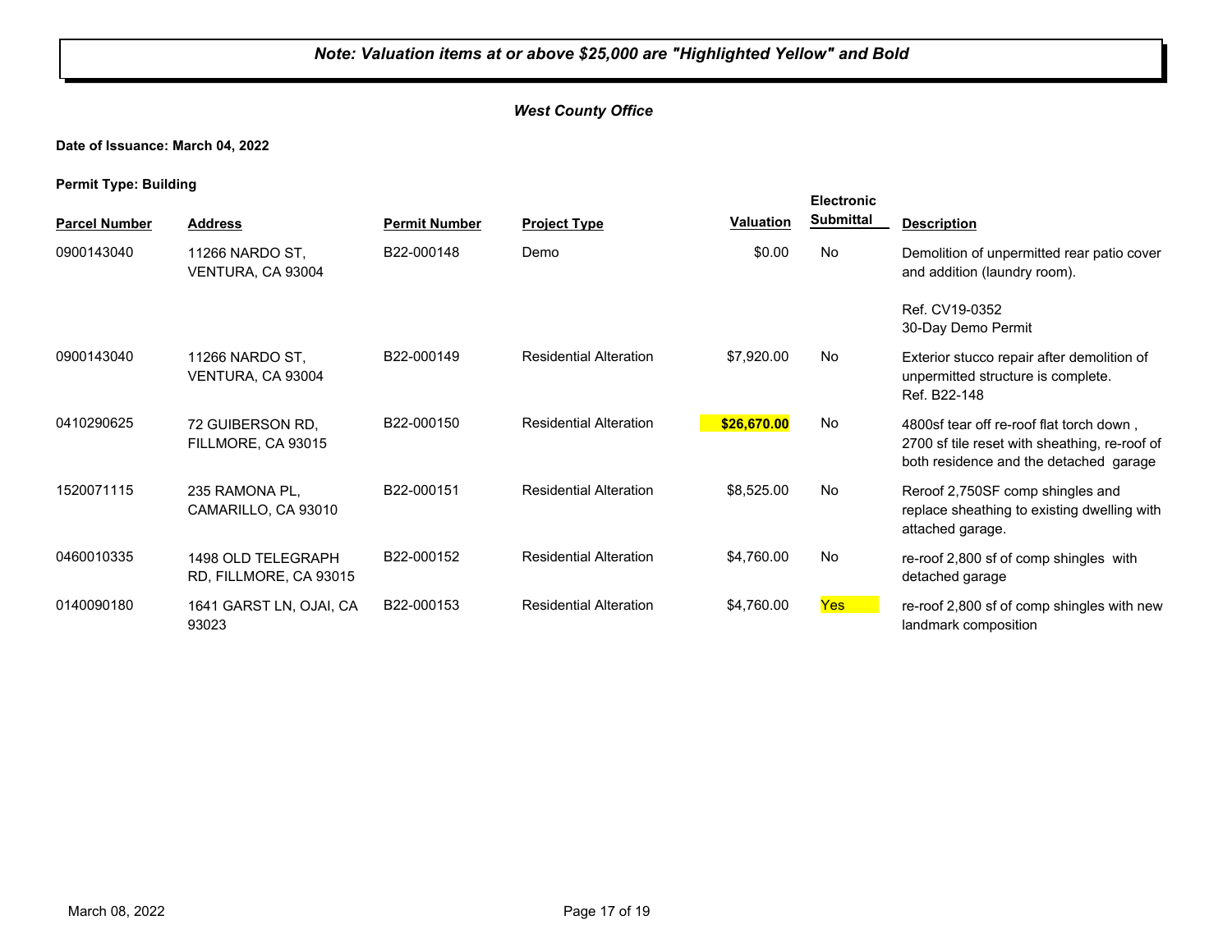***Note: Valuation items at or above $25,000 are "Highlighted Yellow" and Bold***

***West County Office***

**Date of Issuance: March 04, 2022**

**Permit Type: Building**

| Parcel Number | Address | Permit Number | Project Type | Valuation | Electronic Submittal | Description |
|---|---|---|---|---|---|---|
| 0900143040 | 11266 NARDO ST, VENTURA, CA 93004 | B22-000148 | Demo | $0.00 | No | Demolition of unpermitted rear patio cover and addition (laundry room).<br><br>Ref. CV19-0352<br>30-Day Demo Permit |
| 0900143040 | 11266 NARDO ST, VENTURA, CA 93004 | B22-000149 | Residential Alteration | $7,920.00 | No | Exterior stucco repair after demolition of unpermitted structure is complete. Ref. B22-148 |
| 0410290625 | 72 GUIBERSON RD, FILLMORE, CA 93015 | B22-000150 | Residential Alteration | **$26,670.00** | No | 4800sf tear off re-roof flat torch down , 2700 sf tile reset with sheathing, re-roof of both residence and the detached garage |
| 1520071115 | 235 RAMONA PL, CAMARILLO, CA 93010 | B22-000151 | Residential Alteration | $8,525.00 | No | Reroof 2,750SF comp shingles and replace sheathing to existing dwelling with attached garage. |
| 0460010335 | 1498 OLD TELEGRAPH RD, FILLMORE, CA 93015 | B22-000152 | Residential Alteration | $4,760.00 | No | re-roof 2,800 sf of comp shingles with detached garage |
| 0140090180 | 1641 GARST LN, OJAI, CA 93023 | B22-000153 | Residential Alteration | $4,760.00 | Yes | re-roof 2,800 sf of comp shingles with new landmark composition |

March 08, 2022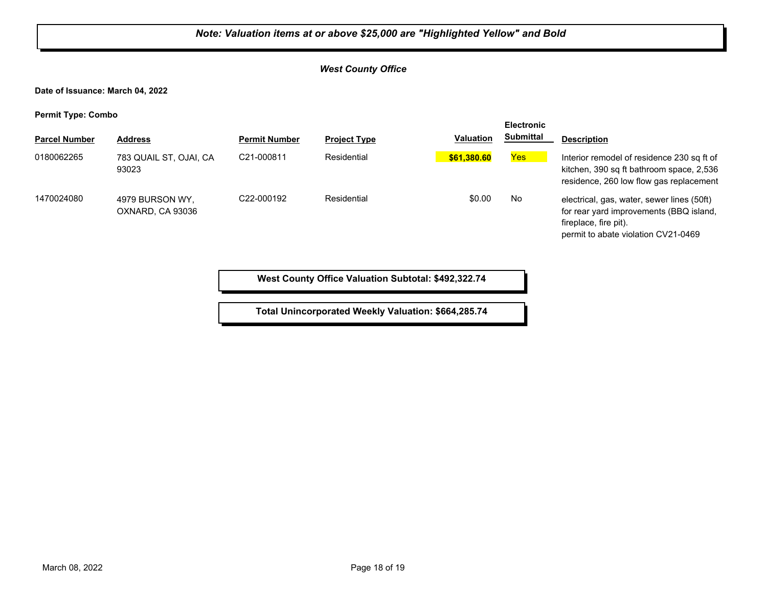***Note: Valuation items at or above $25,000 are "Highlighted Yellow" and Bold***

***West County Office***

**Date of Issuance: March 04, 2022**

**Permit Type: Combo**

| Parcel Number | Address | Permit Number | Project Type | Valuation | Electronic Submittal | Description |
|---|---|---|---|---|---|---|
| 0180062265 | 783 QUAIL ST, OJAI, CA 93023 | C21-000811 | Residential | **$61,380.60** | Yes | Interior remodel of residence 230 sq ft of kitchen, 390 sq ft bathroom space, 2,536 residence, 260 low flow gas replacement |
| 1470024080 | 4979 BURSON WY, OXNARD, CA 93036 | C22-000192 | Residential | $0.00 | No | electrical, gas, water, sewer lines (50ft) for rear yard improvements (BBQ island, fireplace, fire pit). permit to abate violation CV21-0469 |

**West County Office Valuation Subtotal: $492,322.74**

**Total Unincorporated Weekly Valuation: $664,285.74**

March 08, 2022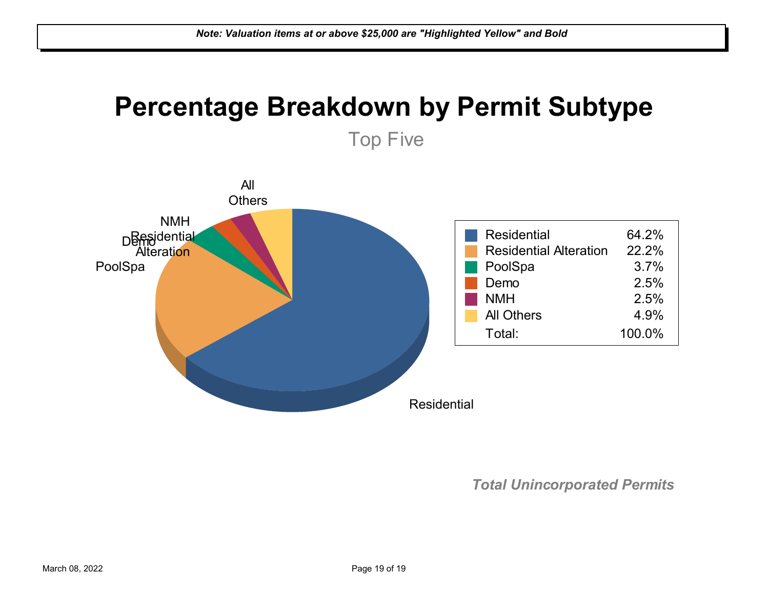**_Note: Valuation items at or above $25,000 are "Highlighted Yellow" and Bold_**

# Percentage Breakdown by Permit Subtype

Top Five

All Others

NMH

Demo

Residential Alteration

PoolSpa

Residential

Residential 64.2%

Residential Alteration 22.2%

PoolSpa 3.7%

Demo 2.5%

NMH 2.5%

All Others 4.9%

Total: 100.0%

***Total Unincorporated Permits***

March 08, 2022